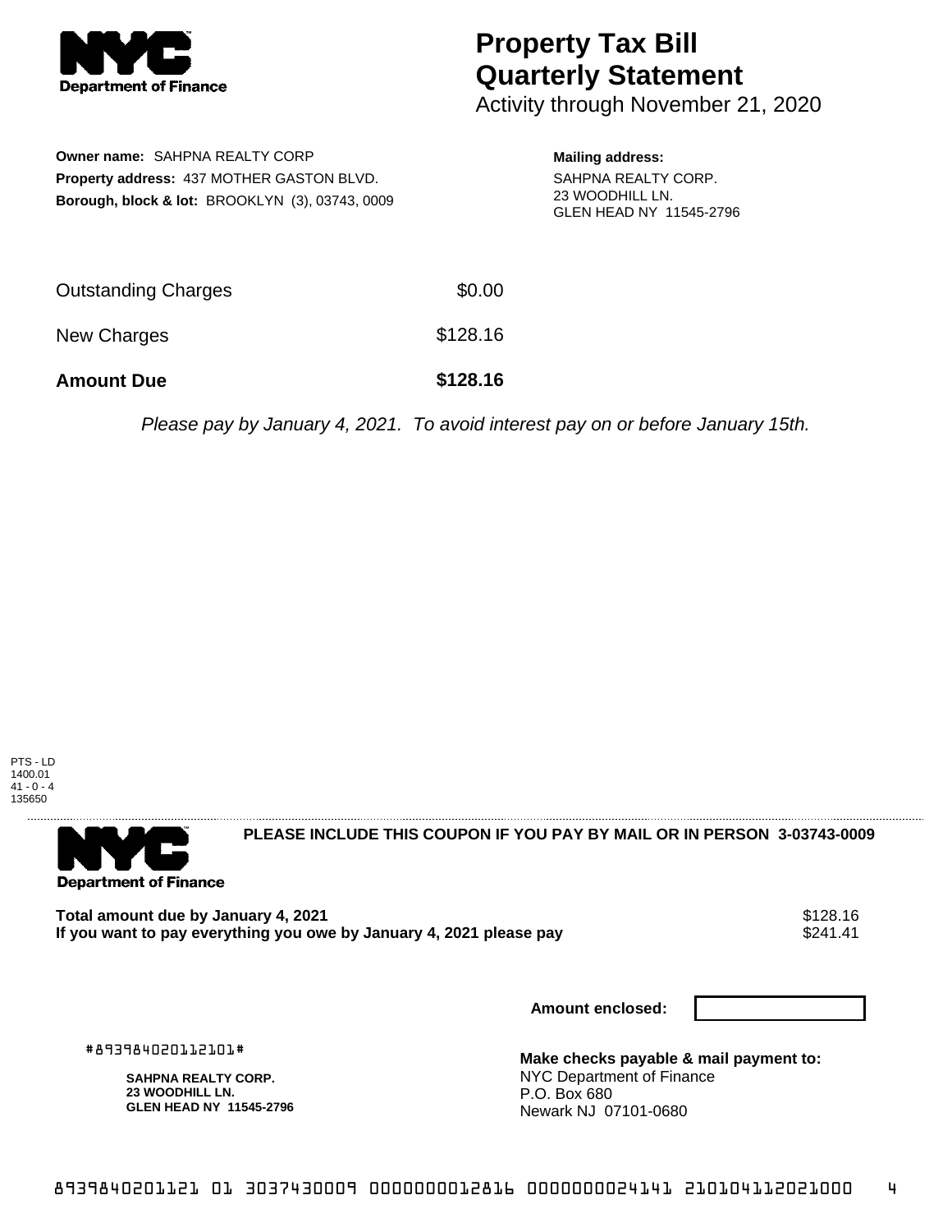# Property Tax Bill Quarterly Statement

Activity through November 21, 2020

**Owner name:** SAHPNA REALTY CORP
**Property address:** 437 MOTHER GASTON BLVD.
**Borough, block & lot:** BROOKLYN (3), 03743, 0009

**Mailing address:**
SAHPNA REALTY CORP.
23 WOODHILL LN.
GLEN HEAD NY 11545-2796

| | |
|---|---|
| Outstanding Charges | $0.00 |
| New Charges | $128.16 |
| **Amount Due** | **$128.16** |

*Please pay by January 4, 2021. To avoid interest pay on or before January 15th.*

PTS - LD
1400.01
41 - 0 - 4
135650

**PLEASE INCLUDE THIS COUPON IF YOU PAY BY MAIL OR IN PERSON 3-03743-0009**

| | |
|---|---|
| **Total amount due by January 4, 2021** | $128.16 |
| **If you want to pay everything you owe by January 4, 2021 please pay** | $241.41 |

**Amount enclosed:**

#893984020112101#

**SAHPNA REALTY CORP.**
**23 WOODHILL LN.**
**GLEN HEAD NY 11545-2796**

**Make checks payable & mail payment to:**
NYC Department of Finance
P.O. Box 680
Newark NJ 07101-0680

8939840201121 01 3037430009 0000000012816 0000000024141 210104112021000 4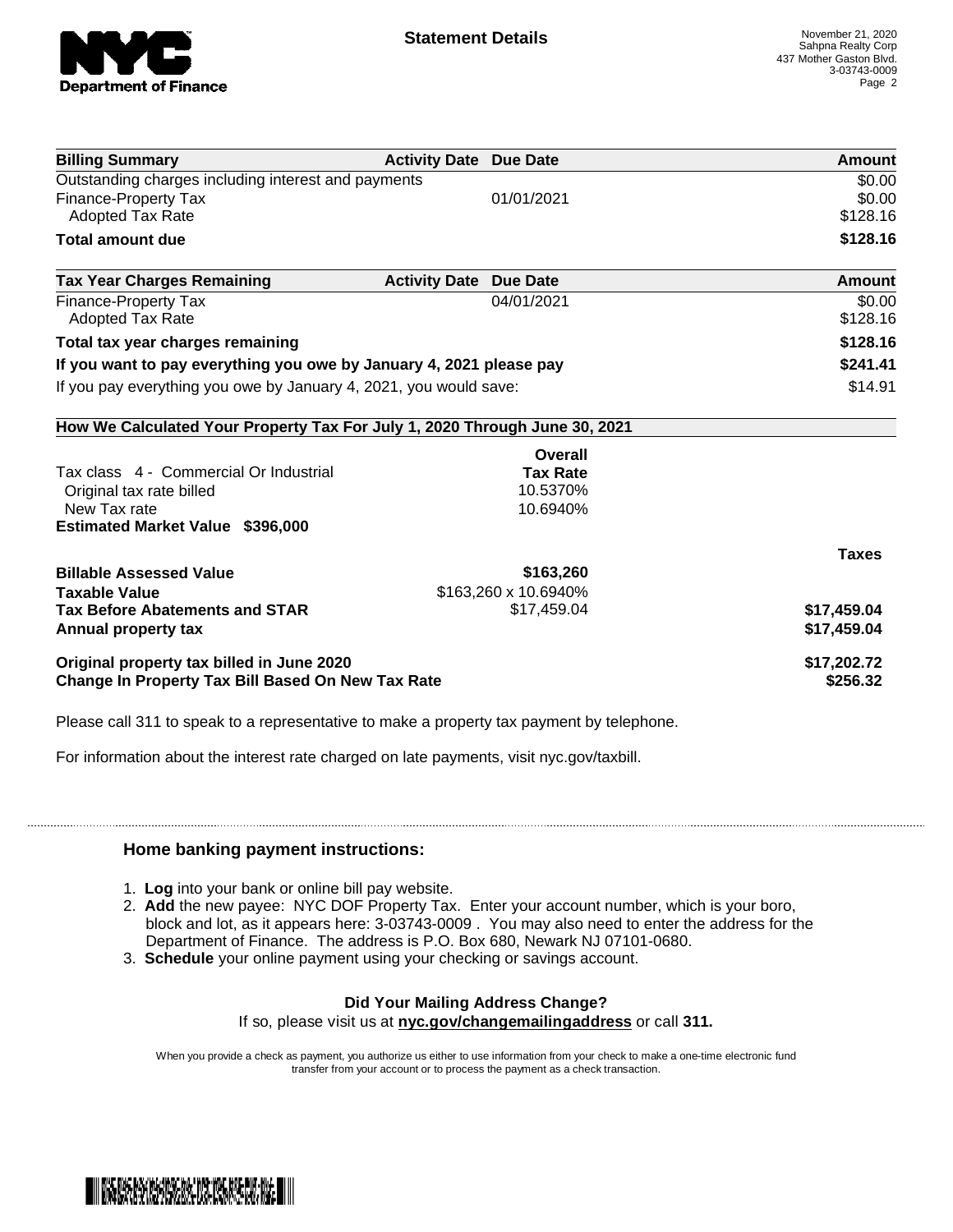# Statement Details

November 21, 2020
Sahpna Realty Corp
437 Mother Gaston Blvd.
3-03743-0009

| Billing Summary | Activity Date | Due Date | Amount |
|---|---|---|---|
| Outstanding charges including interest and payments | | | $0.00 |
| Finance-Property Tax | | 01/01/2021 | $0.00 |
| Adopted Tax Rate | | | $128.16 |
| **Total amount due** | | | **$128.16** |

| Tax Year Charges Remaining | Activity Date | Due Date | Amount |
|---|---|---|---|
| Finance-Property Tax | | 04/01/2021 | $0.00 |
| Adopted Tax Rate | | | $128.16 |
| **Total tax year charges remaining** | | | **$128.16** |
| **If you want to pay everything you owe by January 4, 2021 please pay** | | | **$241.41** |
| If you pay everything you owe by January 4, 2021, you would save: | | | $14.91 |

## How We Calculated Your Property Tax For July 1, 2020 Through June 30, 2021

| | Overall Tax Rate | |
|---|---|---|
| Tax class 4 - Commercial Or Industrial | | |
| Original tax rate billed | 10.5370% | |
| New Tax rate | 10.6940% | |
| **Estimated Market Value $396,000** | | |
| | | **Taxes** |
| **Billable Assessed Value** | **$163,260** | |
| **Taxable Value** | $163,260 x 10.6940% | |
| **Tax Before Abatements and STAR** | $17,459.04 | **$17,459.04** |
| **Annual property tax** | | **$17,459.04** |
| **Original property tax billed in June 2020** | | **$17,202.72** |
| **Change In Property Tax Bill Based On New Tax Rate** | | **$256.32** |

Please call 311 to speak to a representative to make a property tax payment by telephone.

For information about the interest rate charged on late payments, visit nyc.gov/taxbill.

### Home banking payment instructions:

1. **Log** into your bank or online bill pay website.
2. **Add** the new payee: NYC DOF Property Tax. Enter your account number, which is your boro, block and lot, as it appears here: 3-03743-0009 . You may also need to enter the address for the Department of Finance. The address is P.O. Box 680, Newark NJ 07101-0680.
3. **Schedule** your online payment using your checking or savings account.

**Did Your Mailing Address Change?**
If so, please visit us at **nyc.gov/changemailingaddress** or call **311.**

When you provide a check as payment, you authorize us either to use information from your check to make a one-time electronic fund transfer from your account or to process the payment as a check transaction.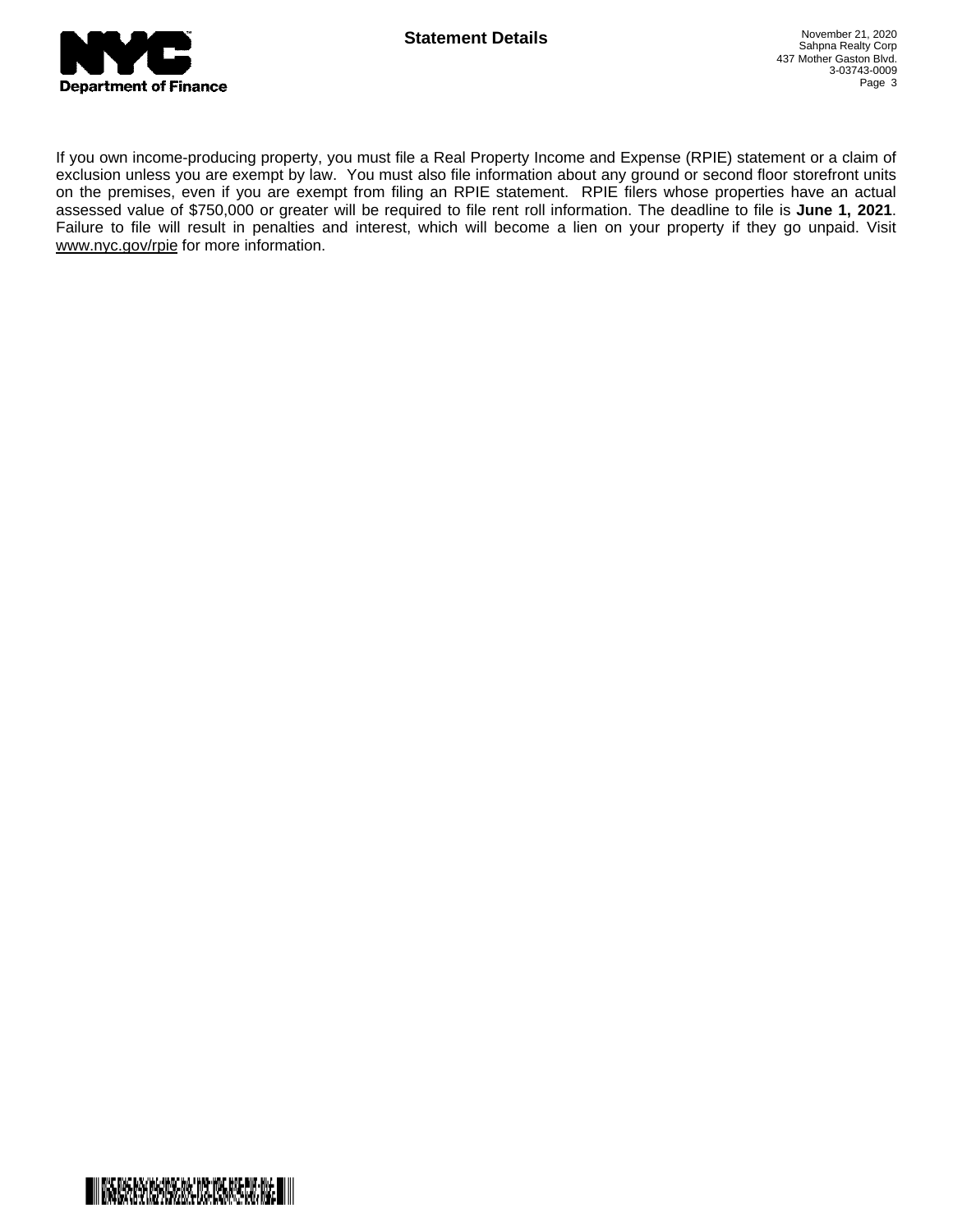If you own income-producing property, you must file a Real Property Income and Expense (RPIE) statement or a claim of exclusion unless you are exempt by law. You must also file information about any ground or second floor storefront units on the premises, even if you are exempt from filing an RPIE statement. RPIE filers whose properties have an actual assessed value of $750,000 or greater will be required to file rent roll information. The deadline to file is **June 1, 2021**. Failure to file will result in penalties and interest, which will become a lien on your property if they go unpaid. Visit www.nyc.gov/rpie for more information.